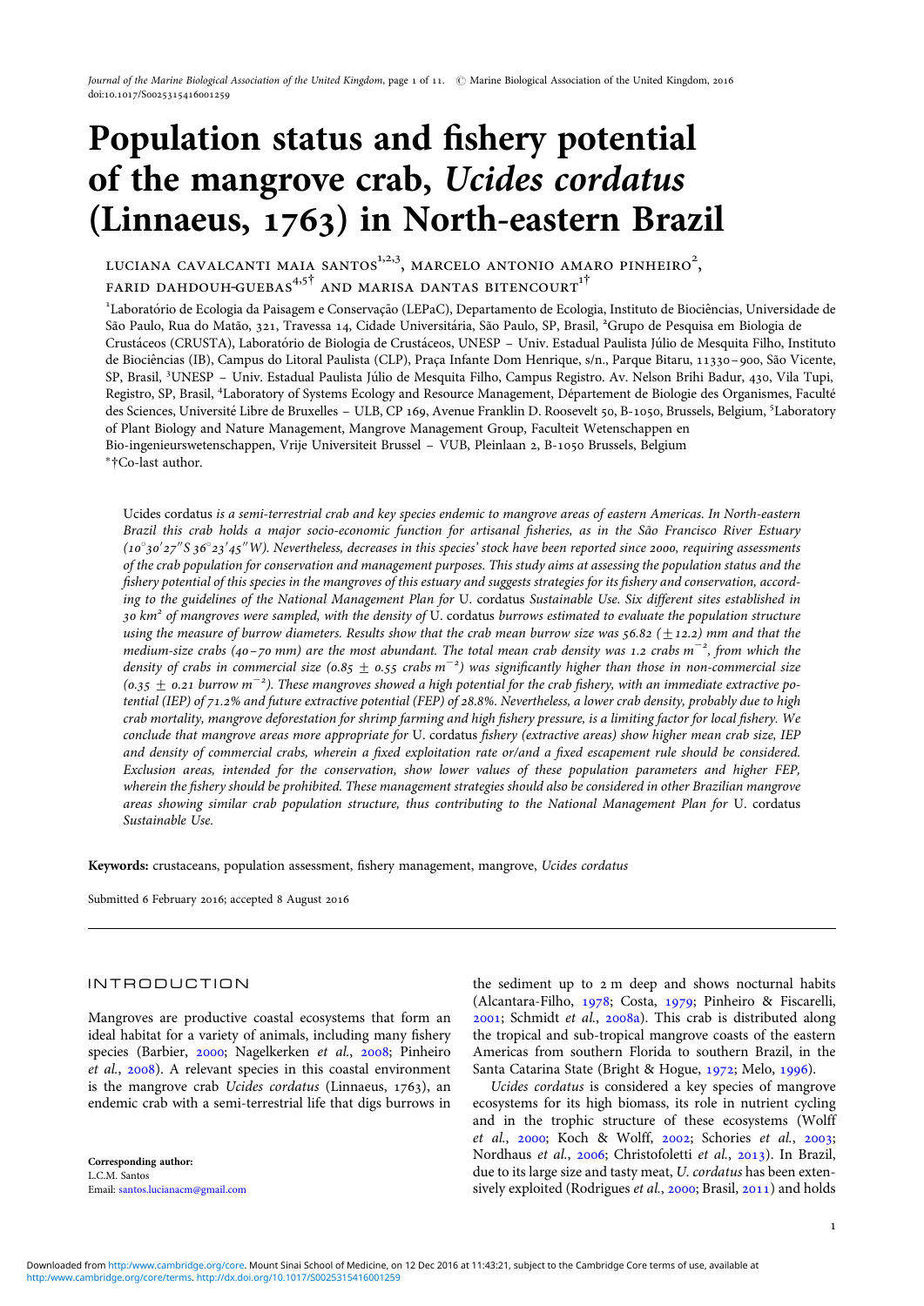# Population status and fishery potential of the mangrove crab, *Ucides cordatus* (Linnaeus, 1763) in North-eastern Brazil

LUCIANA CAVALCANTI MAIA SANTOS[1,2,3], MARCELO ANTONIO AMARO PINHEIRO[2], FARID DAHDOUH-GUEBAS[4,5†] AND MARISA DANTAS BITENCOURT[1†]

[1]Laboratório de Ecologia da Paisagem e Conservação (LEPaC), Departamento de Ecologia, Instituto de Biociências, Universidade de São Paulo, Rua do Matão, 321, Travessa 14, Cidade Universitária, São Paulo, SP, Brasil, [2]Grupo de Pesquisa em Biologia de Crustáceos (CRUSTA), Laboratório de Biologia de Crustáceos, UNESP – Univ. Estadual Paulista Júlio de Mesquita Filho, Instituto de Biociências (IB), Campus do Litoral Paulista (CLP), Praça Infante Dom Henrique, s/n., Parque Bitaru, 11330–900, São Vicente, SP, Brasil, [3]UNESP – Univ. Estadual Paulista Júlio de Mesquita Filho, Campus Registro. Av. Nelson Brihi Badur, 430, Vila Tupi, Registro, SP, Brasil, [4]Laboratory of Systems Ecology and Resource Management, Département de Biologie des Organismes, Faculté des Sciences, Université Libre de Bruxelles – ULB, CP 169, Avenue Franklin D. Roosevelt 50, B-1050, Brussels, Belgium, [5]Laboratory of Plant Biology and Nature Management, Mangrove Management Group, Faculteit Wetenschappen en Bio-ingenieurswetenschappen, Vrije Universiteit Brussel – VUB, Pleinlaan 2, B-1050 Brussels, Belgium
*†Co-last author.

*Ucides cordatus is a semi-terrestrial crab and key species endemic to mangrove areas of eastern Americas. In North-eastern Brazil this crab holds a major socio-economic function for artisanal fisheries, as in the São Francisco River Estuary (10°30′27″S 36°23′45″W). Nevertheless, decreases in this species' stock have been reported since 2000, requiring assessments of the crab population for conservation and management purposes. This study aims at assessing the population status and the fishery potential of this species in the mangroves of this estuary and suggests strategies for its fishery and conservation, according to the guidelines of the National Management Plan for* U. cordatus *Sustainable Use. Six different sites established in 30 km² of mangroves were sampled, with the density of* U. cordatus *burrows estimated to evaluate the population structure using the measure of burrow diameters. Results show that the crab mean burrow size was 56.82 (±12.2) mm and that the medium-size crabs (40–70 mm) are the most abundant. The total mean crab density was 1.2 crabs m$^{-2}$, from which the density of crabs in commercial size (0.85 ± 0.55 crabs m$^{-2}$) was significantly higher than those in non-commercial size (0.35 ± 0.21 burrow m$^{-2}$). These mangroves showed a high potential for the crab fishery, with an immediate extractive potential (IEP) of 71.2% and future extractive potential (FEP) of 28.8%. Nevertheless, a lower crab density, probably due to high crab mortality, mangrove deforestation for shrimp farming and high fishery pressure, is a limiting factor for local fishery. We conclude that mangrove areas more appropriate for* U. cordatus *fishery (extractive areas) show higher mean crab size, IEP and density of commercial crabs, wherein a fixed exploitation rate or/and a fixed escapement rule should be considered. Exclusion areas, intended for the conservation, show lower values of these population parameters and higher FEP, wherein the fishery should be prohibited. These management strategies should also be considered in other Brazilian mangrove areas showing similar crab population structure, thus contributing to the National Management Plan for* U. cordatus *Sustainable Use.*

**Keywords:** crustaceans, population assessment, fishery management, mangrove, *Ucides cordatus*

Submitted 6 February 2016; accepted 8 August 2016

## INTRODUCTION

Mangroves are productive coastal ecosystems that form an ideal habitat for a variety of animals, including many fishery species (Barbier, 2000; Nagelkerken *et al.*, 2008; Pinheiro *et al.*, 2008). A relevant species in this coastal environment is the mangrove crab *Ucides cordatus* (Linnaeus, 1763), an endemic crab with a semi-terrestrial life that digs burrows in the sediment up to 2 m deep and shows nocturnal habits (Alcantara-Filho, 1978; Costa, 1979; Pinheiro & Fiscarelli, 2001; Schmidt *et al.*, 2008a). This crab is distributed along the tropical and sub-tropical mangrove coasts of the eastern Americas from southern Florida to southern Brazil, in the Santa Catarina State (Bright & Hogue, 1972; Melo, 1996).

*Ucides cordatus* is considered a key species of mangrove ecosystems for its high biomass, its role in nutrient cycling and in the trophic structure of these ecosystems (Wolff *et al.*, 2000; Koch & Wolff, 2002; Schories *et al.*, 2003; Nordhaus *et al.*, 2006; Christofoletti *et al.*, 2013). In Brazil, due to its large size and tasty meat, *U. cordatus* has been extensively exploited (Rodrigues *et al.*, 2000; Brasil, 2011) and holds

**Corresponding author:**
L.C.M. Santos
Email: santos.lucianacm@gmail.com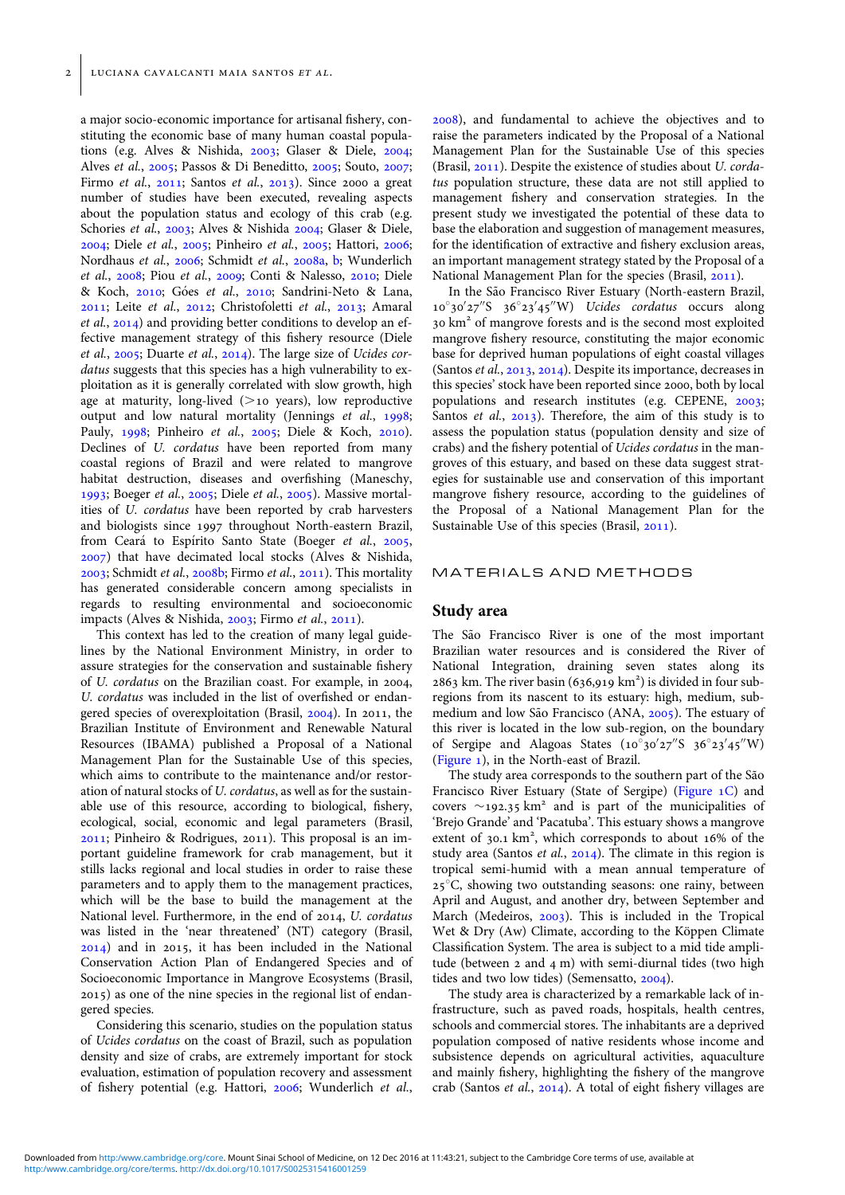a major socio-economic importance for artisanal fishery, constituting the economic base of many human coastal populations (e.g. Alves & Nishida, 2003; Glaser & Diele, 2004; Alves *et al.*, 2005; Passos & Di Beneditto, 2005; Souto, 2007; Firmo *et al.*, 2011; Santos *et al.*, 2013). Since 2000 a great number of studies have been executed, revealing aspects about the population status and ecology of this crab (e.g. Schories *et al.*, 2003; Alves & Nishida 2004; Glaser & Diele, 2004; Diele *et al.*, 2005; Pinheiro *et al.*, 2005; Hattori, 2006; Nordhaus *et al.*, 2006; Schmidt *et al.*, 2008a, b; Wunderlich *et al.*, 2008; Piou *et al.*, 2009; Conti & Nalesso, 2010; Diele & Koch, 2010; Góes *et al.*, 2010; Sandrini-Neto & Lana, 2011; Leite *et al.*, 2012; Christofoletti *et al.*, 2013; Amaral *et al.*, 2014) and providing better conditions to develop an effective management strategy of this fishery resource (Diele *et al.*, 2005; Duarte *et al.*, 2014). The large size of *Ucides cordatus* suggests that this species has a high vulnerability to exploitation as it is generally correlated with slow growth, high age at maturity, long-lived (>10 years), low reproductive output and low natural mortality (Jennings *et al.*, 1998; Pauly, 1998; Pinheiro *et al.*, 2005; Diele & Koch, 2010). Declines of *U. cordatus* have been reported from many coastal regions of Brazil and were related to mangrove habitat destruction, diseases and overfishing (Maneschy, 1993; Boeger *et al.*, 2005; Diele *et al.*, 2005). Massive mortalities of *U. cordatus* have been reported by crab harvesters and biologists since 1997 throughout North-eastern Brazil, from Ceará to Espírito Santo State (Boeger *et al.*, 2005, 2007) that have decimated local stocks (Alves & Nishida, 2003; Schmidt *et al.*, 2008b; Firmo *et al.*, 2011). This mortality has generated considerable concern among specialists in regards to resulting environmental and socioeconomic impacts (Alves & Nishida, 2003; Firmo *et al.*, 2011).

This context has led to the creation of many legal guidelines by the National Environment Ministry, in order to assure strategies for the conservation and sustainable fishery of *U. cordatus* on the Brazilian coast. For example, in 2004, *U. cordatus* was included in the list of overfished or endangered species of overexploitation (Brasil, 2004). In 2011, the Brazilian Institute of Environment and Renewable Natural Resources (IBAMA) published a Proposal of a National Management Plan for the Sustainable Use of this species, which aims to contribute to the maintenance and/or restoration of natural stocks of *U. cordatus*, as well as for the sustainable use of this resource, according to biological, fishery, ecological, social, economic and legal parameters (Brasil, 2011; Pinheiro & Rodrigues, 2011). This proposal is an important guideline framework for crab management, but it stills lacks regional and local studies in order to raise these parameters and to apply them to the management practices, which will be the base to build the management at the National level. Furthermore, in the end of 2014, *U. cordatus* was listed in the 'near threatened' (NT) category (Brasil, 2014) and in 2015, it has been included in the National Conservation Action Plan of Endangered Species and of Socioeconomic Importance in Mangrove Ecosystems (Brasil, 2015) as one of the nine species in the regional list of endangered species.

Considering this scenario, studies on the population status of *Ucides cordatus* on the coast of Brazil, such as population density and size of crabs, are extremely important for stock evaluation, estimation of population recovery and assessment of fishery potential (e.g. Hattori, 2006; Wunderlich *et al.*, 2008), and fundamental to achieve the objectives and to raise the parameters indicated by the Proposal of a National Management Plan for the Sustainable Use of this species (Brasil, 2011). Despite the existence of studies about *U. cordatus* population structure, these data are not still applied to management fishery and conservation strategies. In the present study we investigated the potential of these data to base the elaboration and suggestion of management measures, for the identification of extractive and fishery exclusion areas, an important management strategy stated by the Proposal of a National Management Plan for the species (Brasil, 2011).

In the São Francisco River Estuary (North-eastern Brazil, 10°30′27″S 36°23′45″W) *Ucides cordatus* occurs along 30 km² of mangrove forests and is the second most exploited mangrove fishery resource, constituting the major economic base for deprived human populations of eight coastal villages (Santos *et al.*, 2013, 2014). Despite its importance, decreases in this species' stock have been reported since 2000, both by local populations and research institutes (e.g. CEPENE, 2003; Santos *et al.*, 2013). Therefore, the aim of this study is to assess the population status (population density and size of crabs) and the fishery potential of *Ucides cordatus* in the mangroves of this estuary, and based on these data suggest strategies for sustainable use and conservation of this important mangrove fishery resource, according to the guidelines of the Proposal of a National Management Plan for the Sustainable Use of this species (Brasil, 2011).

# MATERIALS AND METHODS

## Study area

The São Francisco River is one of the most important Brazilian water resources and is considered the River of National Integration, draining seven states along its 2863 km. The river basin (636,919 km²) is divided in four sub-regions from its nascent to its estuary: high, medium, sub-medium and low São Francisco (ANA, 2005). The estuary of this river is located in the low sub-region, on the boundary of Sergipe and Alagoas States (10°30′27″S 36°23′45″W) (Figure 1), in the North-east of Brazil.

The study area corresponds to the southern part of the São Francisco River Estuary (State of Sergipe) (Figure 1C) and covers ~192.35 km² and is part of the municipalities of 'Brejo Grande' and 'Pacatuba'. This estuary shows a mangrove extent of 30.1 km², which corresponds to about 16% of the study area (Santos *et al.*, 2014). The climate in this region is tropical semi-humid with a mean annual temperature of 25°C, showing two outstanding seasons: one rainy, between April and August, and another dry, between September and March (Medeiros, 2003). This is included in the Tropical Wet & Dry (Aw) Climate, according to the Köppen Climate Classification System. The area is subject to a mid tide amplitude (between 2 and 4 m) with semi-diurnal tides (two high tides and two low tides) (Semensatto, 2004).

The study area is characterized by a remarkable lack of infrastructure, such as paved roads, hospitals, health centres, schools and commercial stores. The inhabitants are a deprived population composed of native residents whose income and subsistence depends on agricultural activities, aquaculture and mainly fishery, highlighting the fishery of the mangrove crab (Santos *et al.*, 2014). A total of eight fishery villages are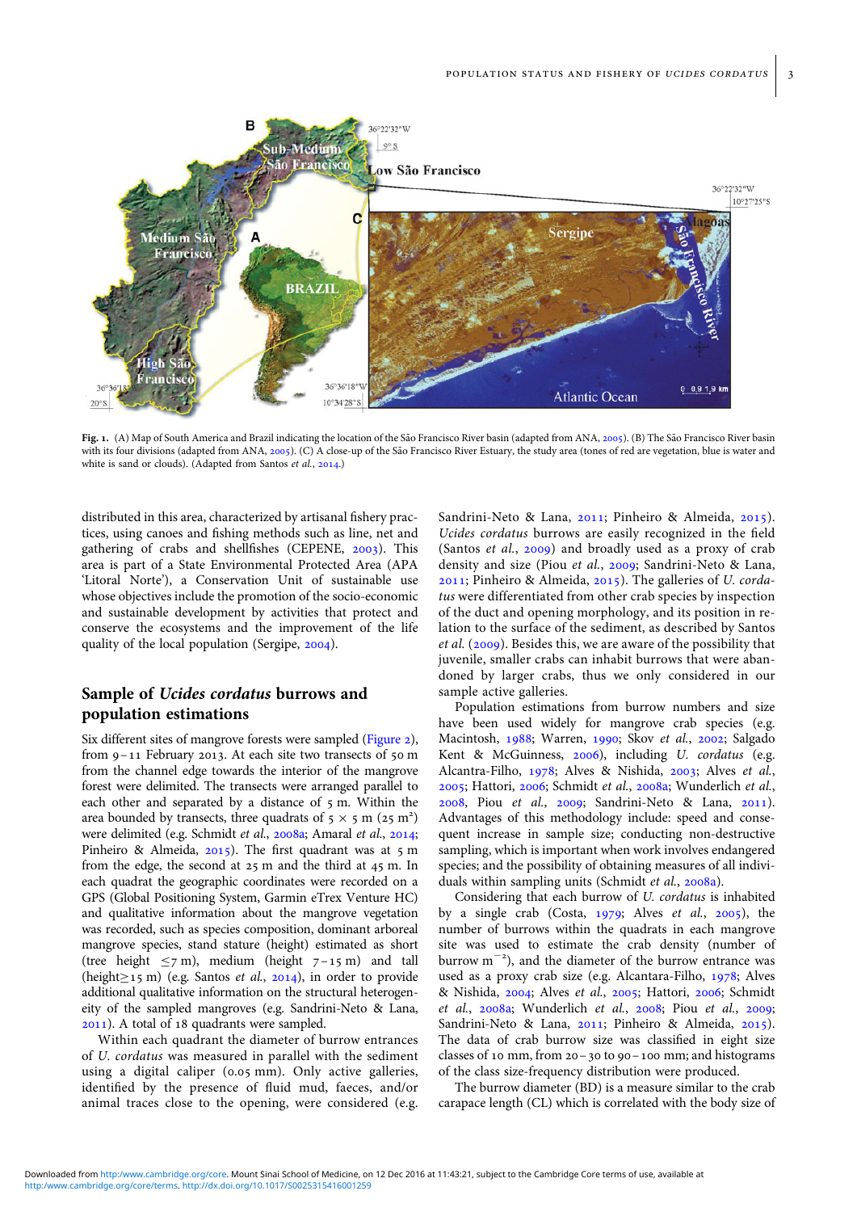Fig. 1. (A) Map of South America and Brazil indicating the location of the São Francisco River basin (adapted from ANA, 2005). (B) The São Francisco River basin with its four divisions (adapted from ANA, 2005). (C) A close-up of the São Francisco River Estuary, the study area (tones of red are vegetation, blue is water and white is sand or clouds). (Adapted from Santos *et al.*, 2014.)

distributed in this area, characterized by artisanal fishery practices, using canoes and fishing methods such as line, net and gathering of crabs and shellfishes (CEPENE, 2003). This area is part of a State Environmental Protected Area (APA 'Litoral Norte'), a Conservation Unit of sustainable use whose objectives include the promotion of the socio-economic and sustainable development by activities that protect and conserve the ecosystems and the improvement of the life quality of the local population (Sergipe, 2004).

## Sample of *Ucides cordatus* burrows and population estimations

Six different sites of mangrove forests were sampled (Figure 2), from 9–11 February 2013. At each site two transects of 50 m from the channel edge towards the interior of the mangrove forest were delimited. The transects were arranged parallel to each other and separated by a distance of 5 m. Within the area bounded by transects, three quadrats of 5 × 5 m (25 m$^2$) were delimited (e.g. Schmidt *et al.*, 2008a; Amaral *et al.*, 2014; Pinheiro & Almeida, 2015). The first quadrant was at 5 m from the edge, the second at 25 m and the third at 45 m. In each quadrat the geographic coordinates were recorded on a GPS (Global Positioning System, Garmin eTrex Venture HC) and qualitative information about the mangrove vegetation was recorded, such as species composition, dominant arboreal mangrove species, stand stature (height) estimated as short (tree height ≤7 m), medium (height 7–15 m) and tall (height≥15 m) (e.g. Santos *et al.*, 2014), in order to provide additional qualitative information on the structural heterogeneity of the sampled mangroves (e.g. Sandrini-Neto & Lana, 2011). A total of 18 quadrants were sampled.

Within each quadrant the diameter of burrow entrances of *U. cordatus* was measured in parallel with the sediment using a digital caliper (0.05 mm). Only active galleries, identified by the presence of fluid mud, faeces, and/or animal traces close to the opening, were considered (e.g. Sandrini-Neto & Lana, 2011; Pinheiro & Almeida, 2015). *Ucides cordatus* burrows are easily recognized in the field (Santos *et al.*, 2009) and broadly used as a proxy of crab density and size (Piou *et al.*, 2009; Sandrini-Neto & Lana, 2011; Pinheiro & Almeida, 2015). The galleries of *U. cordatus* were differentiated from other crab species by inspection of the duct and opening morphology, and its position in relation to the surface of the sediment, as described by Santos *et al.* (2009). Besides this, we are aware of the possibility that juvenile, smaller crabs can inhabit burrows that were abandoned by larger crabs, thus we only considered in our sample active galleries.

Population estimations from burrow numbers and size have been used widely for mangrove crab species (e.g. Macintosh, 1988; Warren, 1990; Skov *et al.*, 2002; Salgado Kent & McGuinness, 2006), including *U. cordatus* (e.g. Alcantra-Filho, 1978; Alves & Nishida, 2003; Alves *et al.*, 2005; Hattori, 2006; Schmidt *et al.*, 2008a; Wunderlich *et al.*, 2008, Piou *et al.*, 2009; Sandrini-Neto & Lana, 2011). Advantages of this methodology include: speed and consequent increase in sample size; conducting non-destructive sampling, which is important when work involves endangered species; and the possibility of obtaining measures of all individuals within sampling units (Schmidt *et al.*, 2008a).

Considering that each burrow of *U. cordatus* is inhabited by a single crab (Costa, 1979; Alves *et al.*, 2005), the number of burrows within the quadrats in each mangrove site was used to estimate the crab density (number of burrow m$^{-2}$), and the diameter of the burrow entrance was used as a proxy crab size (e.g. Alcantara-Filho, 1978; Alves & Nishida, 2004; Alves *et al.*, 2005; Hattori, 2006; Schmidt *et al.*, 2008a; Wunderlich *et al.*, 2008; Piou *et al.*, 2009; Sandrini-Neto & Lana, 2011; Pinheiro & Almeida, 2015). The data of crab burrow size was classified in eight size classes of 10 mm, from 20–30 to 90–100 mm; and histograms of the class size-frequency distribution were produced.

The burrow diameter (BD) is a measure similar to the crab carapace length (CL) which is correlated with the body size of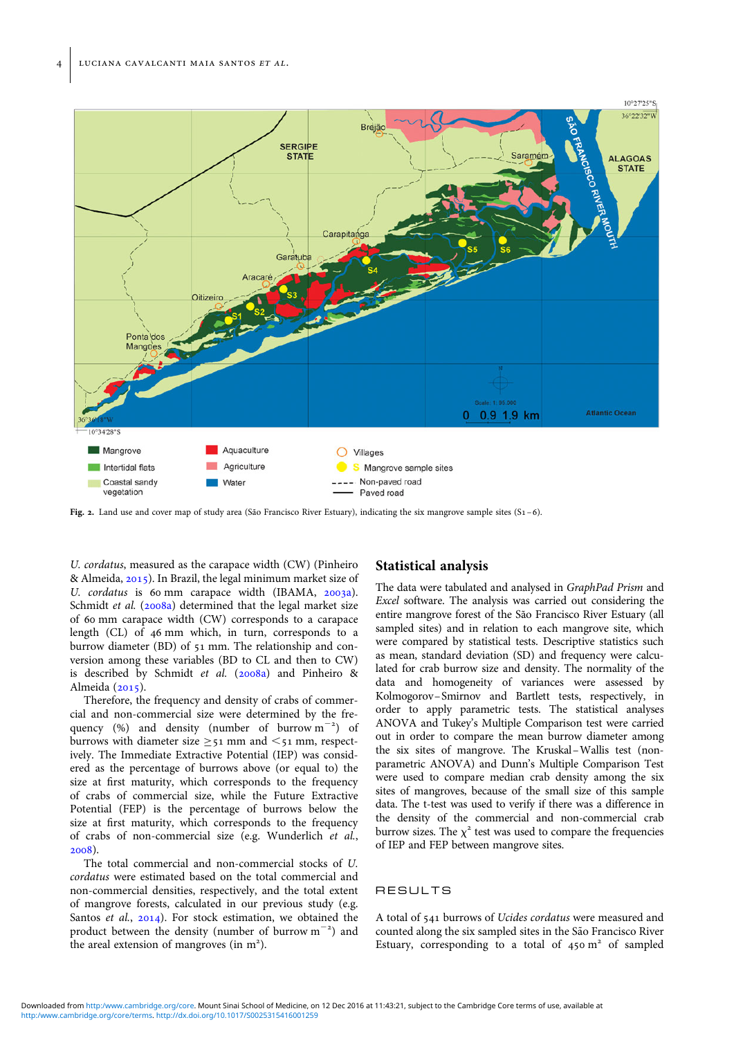Fig. 2. Land use and cover map of study area (São Francisco River Estuary), indicating the six mangrove sample sites (S1–6).

*U. cordatus*, measured as the carapace width (CW) (Pinheiro & Almeida, 2015). In Brazil, the legal minimum market size of *U. cordatus* is 60 mm carapace width (IBAMA, 2003a). Schmidt *et al.* (2008a) determined that the legal market size of 60 mm carapace width (CW) corresponds to a carapace length (CL) of 46 mm which, in turn, corresponds to a burrow diameter (BD) of 51 mm. The relationship and conversion among these variables (BD to CL and then to CW) is described by Schmidt *et al.* (2008a) and Pinheiro & Almeida (2015).

Therefore, the frequency and density of crabs of commercial and non-commercial size were determined by the frequency (%) and density (number of burrow $m^{-2}$) of burrows with diameter size $\geq 51$ mm and $< 51$ mm, respectively. The Immediate Extractive Potential (IEP) was considered as the percentage of burrows above (or equal to) the size at first maturity, which corresponds to the frequency of crabs of commercial size, while the Future Extractive Potential (FEP) is the percentage of burrows below the size at first maturity, which corresponds to the frequency of crabs of non-commercial size (e.g. Wunderlich *et al.*, 2008).

The total commercial and non-commercial stocks of *U. cordatus* were estimated based on the total commercial and non-commercial densities, respectively, and the total extent of mangrove forests, calculated in our previous study (e.g. Santos *et al.*, 2014). For stock estimation, we obtained the product between the density (number of burrow $m^{-2}$) and the areal extension of mangroves (in $m^2$).

## Statistical analysis

The data were tabulated and analysed in *GraphPad Prism* and *Excel* software. The analysis was carried out considering the entire mangrove forest of the São Francisco River Estuary (all sampled sites) and in relation to each mangrove site, which were compared by statistical tests. Descriptive statistics such as mean, standard deviation (SD) and frequency were calculated for crab burrow size and density. The normality of the data and homogeneity of variances were assessed by Kolmogorov–Smirnov and Bartlett tests, respectively, in order to apply parametric tests. The statistical analyses ANOVA and Tukey's Multiple Comparison test were carried out in order to compare the mean burrow diameter among the six sites of mangrove. The Kruskal–Wallis test (non-parametric ANOVA) and Dunn's Multiple Comparison Test were used to compare median crab density among the six sites of mangroves, because of the small size of this sample data. The t-test was used to verify if there was a difference in the density of the commercial and non-commercial crab burrow sizes. The $\chi^2$ test was used to compare the frequencies of IEP and FEP between mangrove sites.

# RESULTS

A total of 541 burrows of *Ucides cordatus* were measured and counted along the six sampled sites in the São Francisco River Estuary, corresponding to a total of 450 $m^2$ of sampled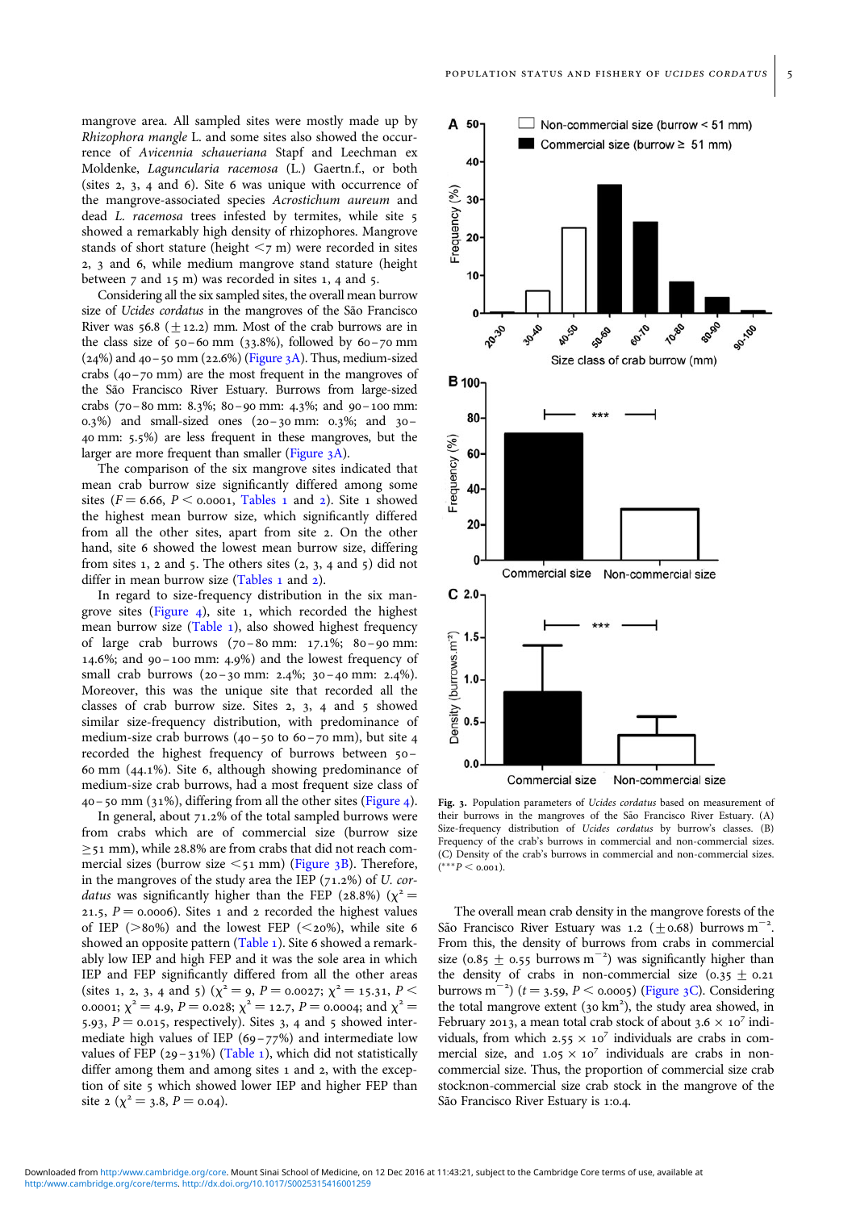mangrove area. All sampled sites were mostly made up by *Rhizophora mangle* L. and some sites also showed the occurrence of *Avicennia schaueriana* Stapf and Leechman ex Moldenke, *Laguncularia racemosa* (L.) Gaertn.f., or both (sites 2, 3, 4 and 6). Site 6 was unique with occurrence of the mangrove-associated species *Acrostichum aureum* and dead *L. racemosa* trees infested by termites, while site 5 showed a remarkably high density of rhizophores. Mangrove stands of short stature (height <7 m) were recorded in sites 2, 3 and 6, while medium mangrove stand stature (height between 7 and 15 m) was recorded in sites 1, 4 and 5.

Considering all the six sampled sites, the overall mean burrow size of *Ucides cordatus* in the mangroves of the São Francisco River was 56.8 ($\pm$12.2) mm. Most of the crab burrows are in the class size of 50–60 mm (33.8%), followed by 60–70 mm (24%) and 40–50 mm (22.6%) (Figure 3A). Thus, medium-sized crabs (40–70 mm) are the most frequent in the mangroves of the São Francisco River Estuary. Burrows from large-sized crabs (70–80 mm: 8.3%; 80–90 mm: 4.3%; and 90–100 mm: 0.3%) and small-sized ones (20–30 mm: 0.3%; and 30–40 mm: 5.5%) are less frequent in these mangroves, but the larger are more frequent than smaller (Figure 3A).

The comparison of the six mangrove sites indicated that mean crab burrow size significantly differed among some sites ($F = 6.66$, $P < 0.0001$, Tables 1 and 2). Site 1 showed the highest mean burrow size, which significantly differed from all the other sites, apart from site 2. On the other hand, site 6 showed the lowest mean burrow size, differing from sites 1, 2 and 5. The others sites (2, 3, 4 and 5) did not differ in mean burrow size (Tables 1 and 2).

In regard to size-frequency distribution in the six mangrove sites (Figure 4), site 1, which recorded the highest mean burrow size (Table 1), also showed highest frequency of large crab burrows (70–80 mm: 17.1%; 80–90 mm: 14.6%; and 90–100 mm: 4.9%) and the lowest frequency of small crab burrows (20–30 mm: 2.4%; 30–40 mm: 2.4%). Moreover, this was the unique site that recorded all the classes of crab burrow size. Sites 2, 3, 4 and 5 showed similar size-frequency distribution, with predominance of medium-size crab burrows (40–50 to 60–70 mm), but site 4 recorded the highest frequency of burrows between 50–60 mm (44.1%). Site 6, although showing predominance of medium-size crab burrows, had a most frequent size class of 40–50 mm (31%), differing from all the other sites (Figure 4).

In general, about 71.2% of the total sampled burrows were from crabs which are of commercial size (burrow size $\geq$51 mm), while 28.8% are from crabs that did not reach commercial sizes (burrow size <51 mm) (Figure 3B). Therefore, in the mangroves of the study area the IEP (71.2%) of *U. cordatus* was significantly higher than the FEP (28.8%) ($\chi^2 = 21.5$, $P = 0.0006$). Sites 1 and 2 recorded the highest values of IEP (>80%) and the lowest FEP (<20%), while site 6 showed an opposite pattern (Table 1). Site 6 showed a remarkably low IEP and high FEP and it was the sole area in which IEP and FEP significantly differed from all the other areas (sites 1, 2, 3, 4 and 5) ($\chi^2 = 9$, $P = 0.0027$; $\chi^2 = 15.31$, $P < 0.0001$; $\chi^2 = 4.9$, $P = 0.028$; $\chi^2 = 12.7$, $P = 0.0004$; and $\chi^2 = 5.93$, $P = 0.015$, respectively). Sites 3, 4 and 5 showed intermediate high values of IEP (69–77%) and intermediate low values of FEP (29–31%) (Table 1), which did not statistically differ among them and among sites 1 and 2, with the exception of site 5 which showed lower IEP and higher FEP than site 2 ($\chi^2 = 3.8$, $P = 0.04$).

Fig. 3. Population parameters of *Ucides cordatus* based on measurement of their burrows in the mangroves of the São Francisco River Estuary. (A) Size-frequency distribution of *Ucides cordatus* by burrow's classes. (B) Frequency of the crab's burrows in commercial and non-commercial sizes. (C) Density of the crab's burrows in commercial and non-commercial sizes. (***$P < 0.001$).

The overall mean crab density in the mangrove forests of the São Francisco River Estuary was 1.2 ($\pm$0.68) burrows m$^{-2}$. From this, the density of burrows from crabs in commercial size (0.85 $\pm$ 0.55 burrows m$^{-2}$) was significantly higher than the density of crabs in non-commercial size (0.35 $\pm$ 0.21 burrows m$^{-2}$) ($t = 3.59$, $P < 0.0005$) (Figure 3C). Considering the total mangrove extent (30 km$^2$), the study area showed, in February 2013, a mean total crab stock of about $3.6 \times 10^7$ individuals, from which $2.55 \times 10^7$ individuals are crabs in commercial size, and $1.05 \times 10^7$ individuals are crabs in non-commercial size. Thus, the proportion of commercial size crab stock:non-commercial size crab stock in the mangrove of the São Francisco River Estuary is 1:0.4.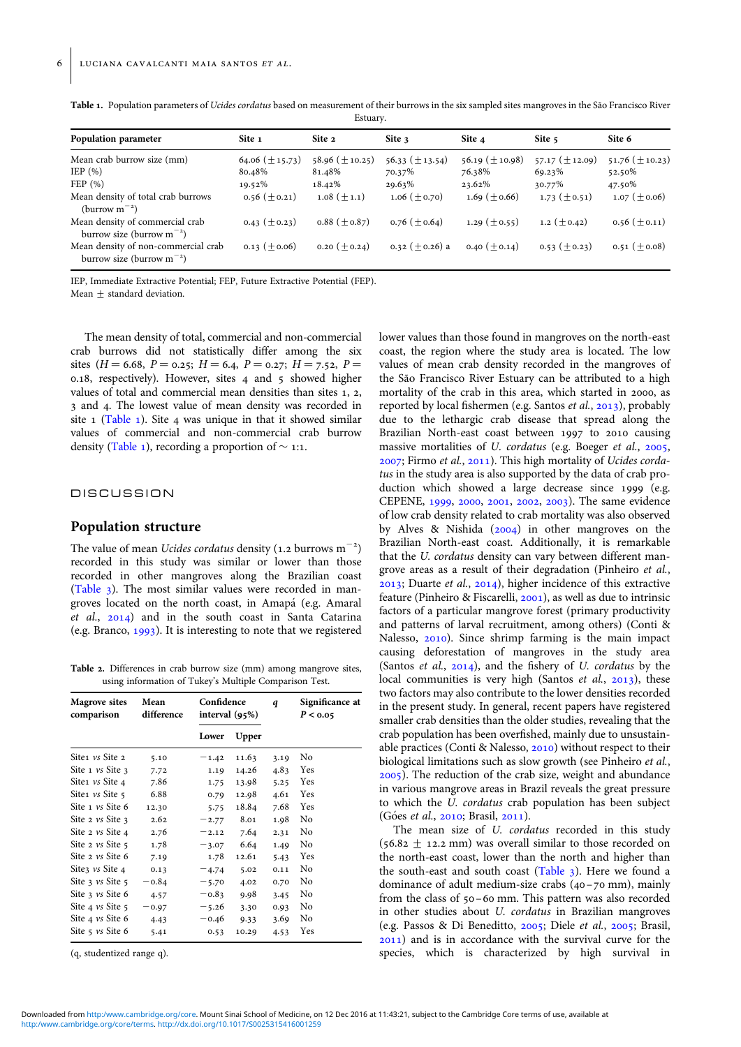Table 1. Population parameters of *Ucides cordatus* based on measurement of their burrows in the six sampled sites mangroves in the São Francisco River Estuary.

| Population parameter | Site 1 | Site 2 | Site 3 | Site 4 | Site 5 | Site 6 |
|---|---|---|---|---|---|---|
| Mean crab burrow size (mm) | 64.06 (±15.73) | 58.96 (±10.25) | 56.33 (±13.54) | 56.19 (±10.98) | 57.17 (±12.09) | 51.76 (±10.23) |
| IEP (%) | 80.48% | 81.48% | 70.37% | 76.38% | 69.23% | 52.50% |
| FEP (%) | 19.52% | 18.42% | 29.63% | 23.62% | 30.77% | 47.50% |
| Mean density of total crab burrows (burrow $m^{-2}$) | 0.56 (±0.21) | 1.08 (±1.1) | 1.06 (±0.70) | 1.69 (±0.66) | 1.73 (±0.51) | 1.07 (±0.06) |
| Mean density of commercial crab burrow size (burrow $m^{-2}$) | 0.43 (±0.23) | 0.88 (±0.87) | 0.76 (±0.64) | 1.29 (±0.55) | 1.2 (±0.42) | 0.56 (±0.11) |
| Mean density of non-commercial crab burrow size (burrow $m^{-2}$) | 0.13 (±0.06) | 0.20 (±0.24) | 0.32 (±0.26) a | 0.40 (±0.14) | 0.53 (±0.23) | 0.51 (±0.08) |

IEP, Immediate Extractive Potential; FEP, Future Extractive Potential (FEP).
Mean ± standard deviation.

The mean density of total, commercial and non-commercial crab burrows did not statistically differ among the six sites ($H = 6.68$, $P = 0.25$; $H = 6.4$, $P = 0.27$; $H = 7.52$, $P = 0.18$, respectively). However, sites 4 and 5 showed higher values of total and commercial mean densities than sites 1, 2, 3 and 4. The lowest value of mean density was recorded in site 1 (Table 1). Site 4 was unique in that it showed similar values of commercial and non-commercial crab burrow density (Table 1), recording a proportion of ~ 1:1.

# DISCUSSION

## Population structure

The value of mean *Ucides cordatus* density (1.2 burrows $m^{-2}$) recorded in this study was similar or lower than those recorded in other mangroves along the Brazilian coast (Table 3). The most similar values were recorded in mangroves located on the north coast, in Amapá (e.g. Amaral *et al.*, 2014) and in the south coast in Santa Catarina (e.g. Branco, 1993). It is interesting to note that we registered lower values than those found in mangroves on the north-east coast, the region where the study area is located. The low values of mean crab density recorded in the mangroves of the São Francisco River Estuary can be attributed to a high mortality of the crab in this area, which started in 2000, as reported by local fishermen (e.g. Santos *et al.*, 2013), probably due to the lethargic crab disease that spread along the Brazilian North-east coast between 1997 to 2010 causing massive mortalities of *U. cordatus* (e.g. Boeger *et al.*, 2005, 2007; Firmo *et al.*, 2011). This high mortality of *Ucides cordatus* in the study area is also supported by the data of crab production which showed a large decrease since 1999 (e.g. CEPENE, 1999, 2000, 2001, 2002, 2003). The same evidence of low crab density related to crab mortality was also observed by Alves & Nishida (2004) in other mangroves on the Brazilian North-east coast. Additionally, it is remarkable that the *U. cordatus* density can vary between different mangrove areas as a result of their degradation (Pinheiro *et al.*, 2013; Duarte *et al.*, 2014), higher incidence of this extractive feature (Pinheiro & Fiscarelli, 2001), as well as due to intrinsic factors of a particular mangrove forest (primary productivity and patterns of larval recruitment, among others) (Conti & Nalesso, 2010). Since shrimp farming is the main impact causing deforestation of mangroves in the study area (Santos *et al.*, 2014), and the fishery of *U. cordatus* by the local communities is very high (Santos *et al.*, 2013), these two factors may also contribute to the lower densities recorded in the present study. In general, recent papers have registered smaller crab densities than the older studies, revealing that the crab population has been overfished, mainly due to unsustainable practices (Conti & Nalesso, 2010) without respect to their biological limitations such as slow growth (see Pinheiro *et al.*, 2005). The reduction of the crab size, weight and abundance in various mangrove areas in Brazil reveals the great pressure to which the *U. cordatus* crab population has been subject (Góes *et al.*, 2010; Brasil, 2011).

Table 2. Differences in crab burrow size (mm) among mangrove sites, using information of Tukey's Multiple Comparison Test.

| Magrove sites comparison | Mean difference | Confidence interval (95%) | | q | Significance at $P < 0.05$ |
|---|---|---|---|---|---|
| | | Lower | Upper | | |
| Site1 vs Site 2 | 5.10 | −1.42 | 11.63 | 3.19 | No |
| Site 1 vs Site 3 | 7.72 | 1.19 | 14.26 | 4.83 | Yes |
| Site1 vs Site 4 | 7.86 | 1.75 | 13.98 | 5.25 | Yes |
| Site1 vs Site 5 | 6.88 | 0.79 | 12.98 | 4.61 | Yes |
| Site 1 vs Site 6 | 12.30 | 5.75 | 18.84 | 7.68 | Yes |
| Site 2 vs Site 3 | 2.62 | −2.77 | 8.01 | 1.98 | No |
| Site 2 vs Site 4 | 2.76 | −2.12 | 7.64 | 2.31 | No |
| Site 2 vs Site 5 | 1.78 | −3.07 | 6.64 | 1.49 | No |
| Site 2 vs Site 6 | 7.19 | 1.78 | 12.61 | 5.43 | Yes |
| Site3 vs Site 4 | 0.13 | −4.74 | 5.02 | 0.11 | No |
| Site 3 vs Site 5 | −0.84 | −5.70 | 4.02 | 0.70 | No |
| Site 3 vs Site 6 | 4.57 | −0.83 | 9.98 | 3.45 | No |
| Site 4 vs Site 5 | −0.97 | −5.26 | 3.30 | 0.93 | No |
| Site 4 vs Site 6 | 4.43 | −0.46 | 9.33 | 3.69 | No |
| Site 5 vs Site 6 | 5.41 | 0.53 | 10.29 | 4.53 | Yes |

(q, studentized range q).

The mean size of *U. cordatus* recorded in this study (56.82 ± 12.2 mm) was overall similar to those recorded on the north-east coast, lower than the north and higher than the south-east and south coast (Table 3). Here we found a dominance of adult medium-size crabs (40–70 mm), mainly from the class of 50–60 mm. This pattern was also recorded in other studies about *U. cordatus* in Brazilian mangroves (e.g. Passos & Di Beneditto, 2005; Diele *et al.*, 2005; Brasil, 2011) and is in accordance with the survival curve for the species, which is characterized by high survival in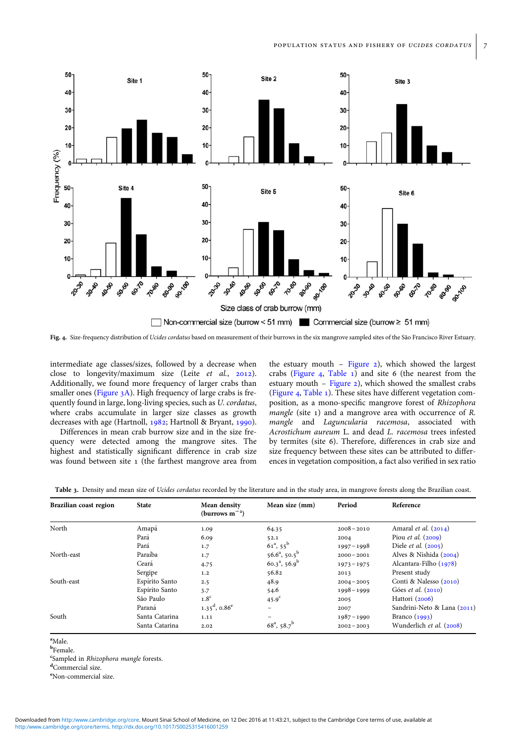Fig. 4. Size-frequency distribution of *Ucides cordatus* based on measurement of their burrows in the six mangrove sampled sites of the São Francisco River Estuary.

intermediate age classes/sizes, followed by a decrease when close to longevity/maximum size (Leite *et al.*, 2012). Additionally, we found more frequency of larger crabs than smaller ones (Figure 3A). High frequency of large crabs is frequently found in large, long-living species, such as *U. cordatus*, where crabs accumulate in larger size classes as growth decreases with age (Hartnoll, 1982; Hartnoll & Bryant, 1990).

Differences in mean crab burrow size and in the size frequency were detected among the mangrove sites. The highest and statistically significant difference in crab size was found between site 1 (the farthest mangrove area from the estuary mouth – Figure 2), which showed the largest crabs (Figure 4, Table 1) and site 6 (the nearest from the estuary mouth – Figure 2), which showed the smallest crabs (Figure 4, Table 1). These sites have different vegetation composition, as a mono-specific mangrove forest of *Rhizophora mangle* (site 1) and a mangrove area with occurrence of *R. mangle* and *Laguncularia racemosa*, associated with *Acrostichum aureum* L. and dead *L. racemosa* trees infested by termites (site 6). Therefore, differences in crab size and size frequency between these sites can be attributed to differences in vegetation composition, a fact also verified in sex ratio

Table 3. Density and mean size of *Ucides cordatus* recorded by the literature and in the study area, in mangrove forests along the Brazilian coast.

| Brazilian coast region | State | Mean density (burrows m$^{-2}$) | Mean size (mm) | Period | Reference |
|---|---|---|---|---|---|
| North | Amapá | 1.09 | 64.35 | 2008–2010 | Amaral *et al.* (2014) |
| | Pará | 6.09 | 52.1 | 2004 | Piou *et al.* (2009) |
| | Pará | 1.7 | 61[a], 55[b] | 1997–1998 | Diele *et al.* (2005) |
| North-east | Paraíba | 1.7 | 56.6[a], 50.5[b] | 2000–2001 | Alves & Nishida (2004) |
| | Ceará | 4.75 | 60.3[a], 56.9[b] | 1973–1975 | Alcantara-Filho (1978) |
| | Sergipe | 1.2 | 56.82 | 2013 | Present study |
| South-east | Espírito Santo | 2.5 | 48.9 | 2004–2005 | Conti & Nalesso (2010) |
| | Espírito Santo | 3.7 | 54.6 | 1998–1999 | Góes *et al.* (2010) |
| | São Paulo | 1.8[c] | 45.9[c] | 2005 | Hattori (2006) |
| | Paraná | 1.35[d], 0.86[e] | – | 2007 | Sandrini-Neto & Lana (2011) |
| South | Santa Catarina | 1.11 | – | 1987–1990 | Branco (1993) |
| | Santa Catarina | 2.02 | 68[a], 58.7[b] | 2002–2003 | Wunderlich *et al.* (2008) |

[a]Male.
[b]Female.
[c]Sampled in *Rhizophora mangle* forests.
[d]Commercial size.
[e]Non-commercial size.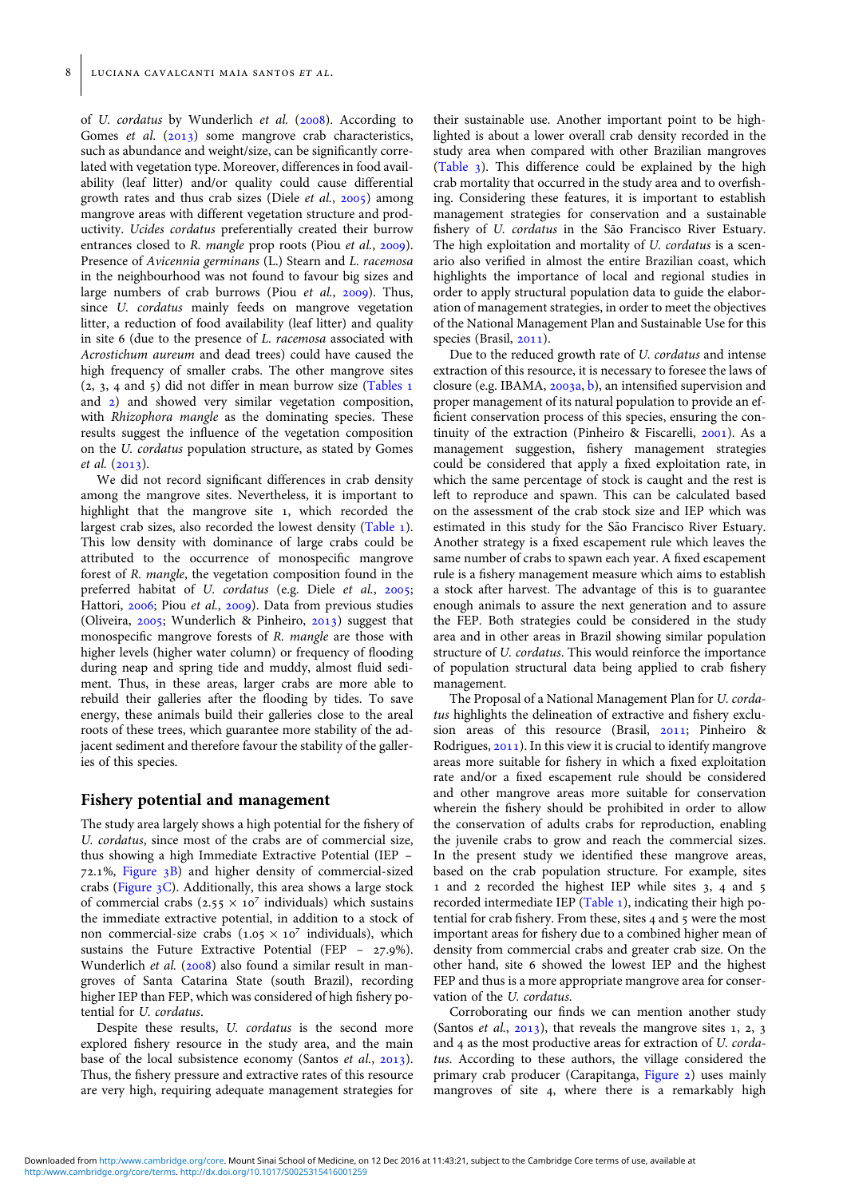of *U. cordatus* by Wunderlich *et al.* (2008). According to Gomes *et al.* (2013) some mangrove crab characteristics, such as abundance and weight/size, can be significantly correlated with vegetation type. Moreover, differences in food availability (leaf litter) and/or quality could cause differential growth rates and thus crab sizes (Diele *et al.*, 2005) among mangrove areas with different vegetation structure and productivity. *Ucides cordatus* preferentially created their burrow entrances closed to *R. mangle* prop roots (Piou *et al.*, 2009). Presence of *Avicennia germinans* (L.) Stearn and *L. racemosa* in the neighbourhood was not found to favour big sizes and large numbers of crab burrows (Piou *et al.*, 2009). Thus, since *U. cordatus* mainly feeds on mangrove vegetation litter, a reduction of food availability (leaf litter) and quality in site 6 (due to the presence of *L. racemosa* associated with *Acrostichum aureum* and dead trees) could have caused the high frequency of smaller crabs. The other mangrove sites (2, 3, 4 and 5) did not differ in mean burrow size (Tables 1 and 2) and showed very similar vegetation composition, with *Rhizophora mangle* as the dominating species. These results suggest the influence of the vegetation composition on the *U. cordatus* population structure, as stated by Gomes *et al.* (2013).

We did not record significant differences in crab density among the mangrove sites. Nevertheless, it is important to highlight that the mangrove site 1, which recorded the largest crab sizes, also recorded the lowest density (Table 1). This low density with dominance of large crabs could be attributed to the occurrence of monospecific mangrove forest of *R. mangle*, the vegetation composition found in the preferred habitat of *U. cordatus* (e.g. Diele *et al.*, 2005; Hattori, 2006; Piou *et al.*, 2009). Data from previous studies (Oliveira, 2005; Wunderlich & Pinheiro, 2013) suggest that monospecific mangrove forests of *R. mangle* are those with higher levels (higher water column) or frequency of flooding during neap and spring tide and muddy, almost fluid sediment. Thus, in these areas, larger crabs are more able to rebuild their galleries after the flooding by tides. To save energy, these animals build their galleries close to the areal roots of these trees, which guarantee more stability of the adjacent sediment and therefore favour the stability of the galleries of this species.

## Fishery potential and management

The study area largely shows a high potential for the fishery of *U. cordatus*, since most of the crabs are of commercial size, thus showing a high Immediate Extractive Potential (IEP – 72.1%, Figure 3B) and higher density of commercial-sized crabs (Figure 3C). Additionally, this area shows a large stock of commercial crabs ($2.55 \times 10^7$ individuals) which sustains the immediate extractive potential, in addition to a stock of non commercial-size crabs ($1.05 \times 10^7$ individuals), which sustains the Future Extractive Potential (FEP – 27.9%). Wunderlich *et al.* (2008) also found a similar result in mangroves of Santa Catarina State (south Brazil), recording higher IEP than FEP, which was considered of high fishery potential for *U. cordatus*.

Despite these results, *U. cordatus* is the second more explored fishery resource in the study area, and the main base of the local subsistence economy (Santos *et al.*, 2013). Thus, the fishery pressure and extractive rates of this resource are very high, requiring adequate management strategies for their sustainable use. Another important point to be highlighted is about a lower overall crab density recorded in the study area when compared with other Brazilian mangroves (Table 3). This difference could be explained by the high crab mortality that occurred in the study area and to overfishing. Considering these features, it is important to establish management strategies for conservation and a sustainable fishery of *U. cordatus* in the São Francisco River Estuary. The high exploitation and mortality of *U. cordatus* is a scenario also verified in almost the entire Brazilian coast, which highlights the importance of local and regional studies in order to apply structural population data to guide the elaboration of management strategies, in order to meet the objectives of the National Management Plan and Sustainable Use for this species (Brasil, 2011).

Due to the reduced growth rate of *U. cordatus* and intense extraction of this resource, it is necessary to foresee the laws of closure (e.g. IBAMA, 2003a, b), an intensified supervision and proper management of its natural population to provide an efficient conservation process of this species, ensuring the continuity of the extraction (Pinheiro & Fiscarelli, 2001). As a management suggestion, fishery management strategies could be considered that apply a fixed exploitation rate, in which the same percentage of stock is caught and the rest is left to reproduce and spawn. This can be calculated based on the assessment of the crab stock size and IEP which was estimated in this study for the São Francisco River Estuary. Another strategy is a fixed escapement rule which leaves the same number of crabs to spawn each year. A fixed escapement rule is a fishery management measure which aims to establish a stock after harvest. The advantage of this is to guarantee enough animals to assure the next generation and to assure the FEP. Both strategies could be considered in the study area and in other areas in Brazil showing similar population structure of *U. cordatus*. This would reinforce the importance of population structural data being applied to crab fishery management.

The Proposal of a National Management Plan for *U. cordatus* highlights the delineation of extractive and fishery exclusion areas of this resource (Brasil, 2011; Pinheiro & Rodrigues, 2011). In this view it is crucial to identify mangrove areas more suitable for fishery in which a fixed exploitation rate and/or a fixed escapement rule should be considered and other mangrove areas more suitable for conservation wherein the fishery should be prohibited in order to allow the conservation of adults crabs for reproduction, enabling the juvenile crabs to grow and reach the commercial sizes. In the present study we identified these mangrove areas, based on the crab population structure. For example, sites 1 and 2 recorded the highest IEP while sites 3, 4 and 5 recorded intermediate IEP (Table 1), indicating their high potential for crab fishery. From these, sites 4 and 5 were the most important areas for fishery due to a combined higher mean of density from commercial crabs and greater crab size. On the other hand, site 6 showed the lowest IEP and the highest FEP and thus is a more appropriate mangrove area for conservation of the *U. cordatus*.

Corroborating our finds we can mention another study (Santos *et al.*, 2013), that reveals the mangrove sites 1, 2, 3 and 4 as the most productive areas for extraction of *U. cordatus*. According to these authors, the village considered the primary crab producer (Carapitanga, Figure 2) uses mainly mangroves of site 4, where there is a remarkably high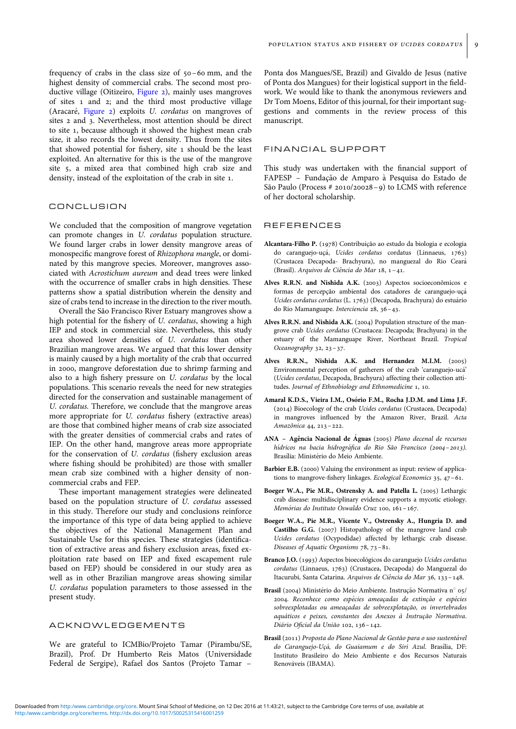frequency of crabs in the class size of 50–60 mm, and the highest density of commercial crabs. The second most productive village (Oitizeiro, Figure 2), mainly uses mangroves of sites 1 and 2; and the third most productive village (Aracaré, Figure 2) exploits *U. cordatus* on mangroves of sites 2 and 3. Nevertheless, most attention should be direct to site 1, because although it showed the highest mean crab size, it also records the lowest density. Thus from the sites that showed potential for fishery, site 1 should be the least exploited. An alternative for this is the use of the mangrove site 5, a mixed area that combined high crab size and density, instead of the exploitation of the crab in site 1.

## CONCLUSION

We concluded that the composition of mangrove vegetation can promote changes in *U. cordatus* population structure. We found larger crabs in lower density mangrove areas of monospecific mangrove forest of *Rhizophora mangle*, or dominated by this mangrove species. Moreover, mangroves associated with *Acrostichum aureum* and dead trees were linked with the occurrence of smaller crabs in high densities. These patterns show a spatial distribution wherein the density and size of crabs tend to increase in the direction to the river mouth.

Overall the São Francisco River Estuary mangroves show a high potential for the fishery of *U. cordatus*, showing a high IEP and stock in commercial size. Nevertheless, this study area showed lower densities of *U. cordatus* than other Brazilian mangrove areas. We argued that this lower density is mainly caused by a high mortality of the crab that occurred in 2000, mangrove deforestation due to shrimp farming and also to a high fishery pressure on *U. cordatus* by the local populations. This scenario reveals the need for new strategies directed for the conservation and sustainable management of *U. cordatus*. Therefore, we conclude that the mangrove areas more appropriate for *U. cordatus* fishery (extractive areas) are those that combined higher means of crab size associated with the greater densities of commercial crabs and rates of IEP. On the other hand, mangrove areas more appropriate for the conservation of *U. cordatus* (fishery exclusion areas where fishing should be prohibited) are those with smaller mean crab size combined with a higher density of non-commercial crabs and FEP.

These important management strategies were delineated based on the population structure of *U. cordatus* assessed in this study. Therefore our study and conclusions reinforce the importance of this type of data being applied to achieve the objectives of the National Management Plan and Sustainable Use for this species. These strategies (identification of extractive areas and fishery exclusion areas, fixed exploitation rate based on IEP and fixed escapement rule based on FEP) should be considered in our study area as well as in other Brazilian mangrove areas showing similar *U. cordatus* population parameters to those assessed in the present study.

## ACKNOWLEDGEMENTS

We are grateful to ICMBio/Projeto Tamar (Pirambu/SE, Brazil), Prof. Dr Humberto Reis Matos (Universidade Federal de Sergipe), Rafael dos Santos (Projeto Tamar – Ponta dos Mangues/SE, Brazil) and Givaldo de Jesus (native of Ponta dos Mangues) for their logistical support in the fieldwork. We would like to thank the anonymous reviewers and Dr Tom Moens, Editor of this journal, for their important suggestions and comments in the review process of this manuscript.

## FINANCIAL SUPPORT

This study was undertaken with the financial support of FAPESP – Fundação de Amparo à Pesquisa do Estado de São Paulo (Process # 2010/20028–9) to LCMS with reference of her doctoral scholarship.

## REFERENCES

**Alcantara-Filho P.** (1978) Contribuição ao estudo da biologia e ecologia do caranguejo-uçá, *Ucides cordatus* cordatus (Linnaeus, 1763) (Crustacea Decapoda- Brachyura), no manguezal do Rio Ceará (Brasil). *Arquivos de Ciência do Mar* 18, 1–41.

**Alves R.R.N. and Nishida A.K.** (2003) Aspectos socioeconômicos e formas de percepção ambiental dos catadores de caranguejo-uçá *Ucides cordatus cordatus* (L. 1763) (Decapoda, Brachyura) do estuário do Rio Mamanguape. *Interciencia* 28, 36–43.

**Alves R.R.N. and Nishida A.K.** (2004) Population structure of the mangrove crab *Ucides cordatus* (Crustacea: Decapoda; Brachyura) in the estuary of the Mamanguape River, Northeast Brazil. *Tropical Oceanography* 32, 23–37.

**Alves R.R.N., Nishida A.K. and Hernandez M.I.M.** (2005) Environmental perception of gatherers of the crab 'caranguejo-uçá' (*Ucides cordatus*, Decapoda, Brachyura) affecting their collection attitudes. *Journal of Ethnobiology and Ethnomedicine* 1, 10.

**Amaral K.D.S., Vieira I.M., Osório F.M., Rocha J.D.M. and Lima J.F.** (2014) Bioecology of the crab *Ucides cordatus* (Crustacea, Decapoda) in mangroves influenced by the Amazon River, Brazil. *Acta Amazônica* 44, 213–222.

**ANA – Agência Nacional de Águas** (2005) *Plano decenal de recursos hídricos na bacia hidrográfica do Rio São Francisco (2004–2013).* Brasília: Ministério do Meio Ambiente.

**Barbier E.B.** (2000) Valuing the environment as input: review of applications to mangrove-fishery linkages. *Ecological Economics* 35, 47–61.

**Boeger W.A., Pie M.R., Ostrensky A. and Patella L.** (2005) Lethargic crab disease: multidisciplinary evidence supports a mycotic etiology. *Memórias do Instituto Oswaldo Cruz* 100, 161–167.

**Boeger W.A., Pie M.R., Vicente V., Ostrensky A., Hungria D. and Castilho G.G.** (2007) Histopathology of the mangrove land crab *Ucides cordatus* (Ocypodidae) affected by lethargic crab disease. *Diseases of Aquatic Organisms* 78, 73–81.

**Branco J.O.** (1993) Aspectos bioecológicos do caranguejo *Ucides cordatus cordatus* (Linnaeus, 1763) (Crustacea, Decapoda) do Manguezal do Itacurubi, Santa Catarina. *Arquivos de Ciência do Mar* 36, 133–148.

**Brasil** (2004) Ministério do Meio Ambiente. Instrução Normativa n° 05/2004. *Reconhece como espécies ameaçadas de extinção e espécies sobreexplotadas ou ameaçadas de sobreexplotação, os invertebrados aquáticos e peixes, constantes dos Anexos à Instrução Normativa. Diário Oficial da União* 102, 136–142.

**Brasil** (2011) *Proposta do Plano Nacional de Gestão para o uso sustentável do Caranguejo-Uçá, do Guaiamum e do Siri Azul.* Brasília, DF: Instituto Brasileiro do Meio Ambiente e dos Recursos Naturais Renováveis (IBAMA).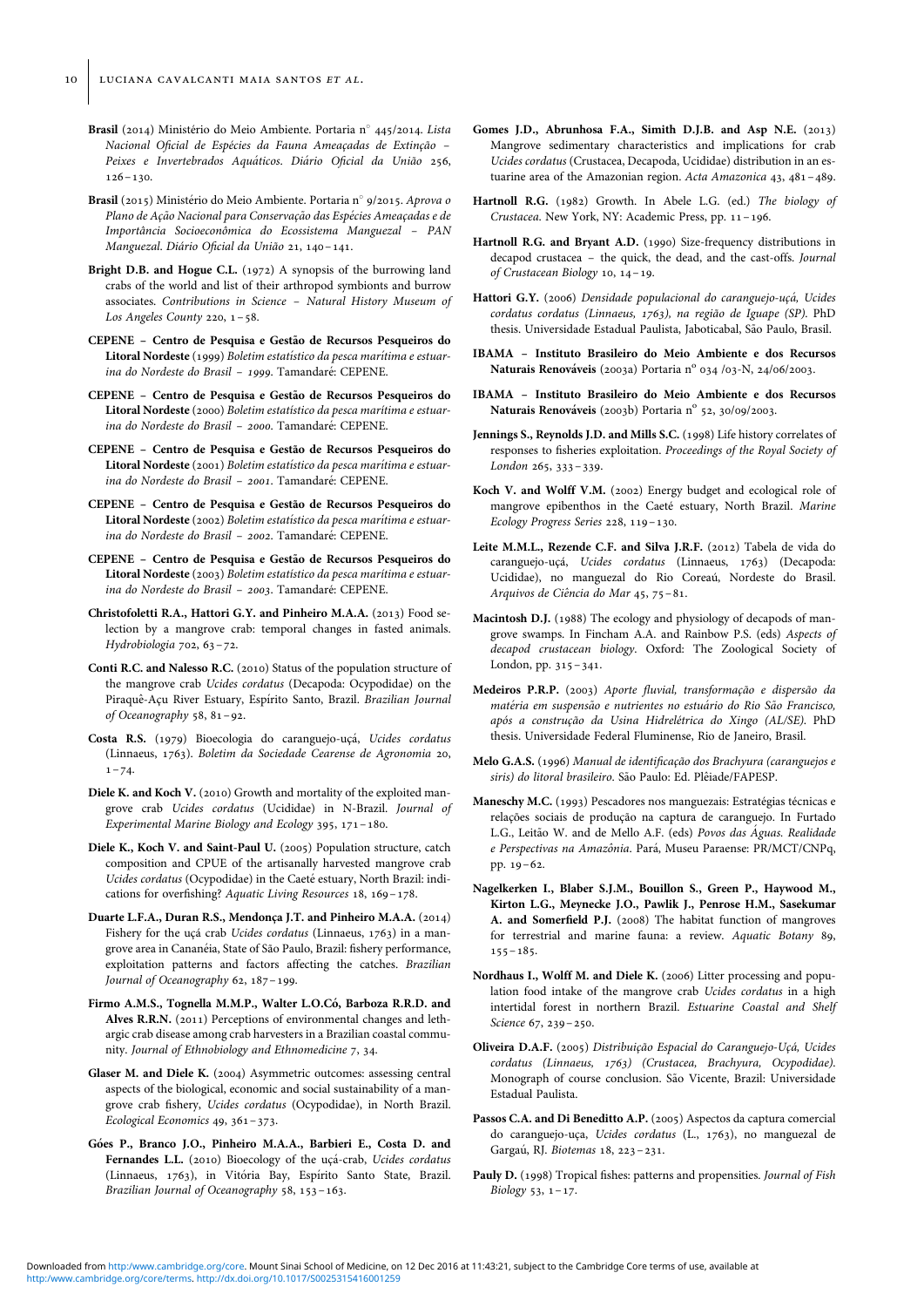**Brasil** (2014) Ministério do Meio Ambiente. Portaria n° 445/2014. *Lista Nacional Oficial de Espécies da Fauna Ameaçadas de Extinção – Peixes e Invertebrados Aquáticos*. *Diário Oficial da União* 256, 126–130.

**Brasil** (2015) Ministério do Meio Ambiente. Portaria n° 9/2015. *Aprova o Plano de Ação Nacional para Conservação das Espécies Ameaçadas e de Importância Socioeconômica do Ecossistema Manguezal – PAN Manguezal*. *Diário Oficial da União* 21, 140–141.

**Bright D.B. and Hogue C.L.** (1972) A synopsis of the burrowing land crabs of the world and list of their arthropod symbionts and burrow associates. *Contributions in Science – Natural History Museum of Los Angeles County* 220, 1–58.

**CEPENE – Centro de Pesquisa e Gestão de Recursos Pesqueiros do Litoral Nordeste** (1999) *Boletim estatístico da pesca marítima e estuarina do Nordeste do Brasil – 1999*. Tamandaré: CEPENE.

**CEPENE – Centro de Pesquisa e Gestão de Recursos Pesqueiros do Litoral Nordeste** (2000) *Boletim estatístico da pesca marítima e estuarina do Nordeste do Brasil – 2000*. Tamandaré: CEPENE.

**CEPENE – Centro de Pesquisa e Gestão de Recursos Pesqueiros do Litoral Nordeste** (2001) *Boletim estatístico da pesca marítima e estuarina do Nordeste do Brasil – 2001*. Tamandaré: CEPENE.

**CEPENE – Centro de Pesquisa e Gestão de Recursos Pesqueiros do Litoral Nordeste** (2002) *Boletim estatístico da pesca marítima e estuarina do Nordeste do Brasil – 2002*. Tamandaré: CEPENE.

**CEPENE – Centro de Pesquisa e Gestão de Recursos Pesqueiros do Litoral Nordeste** (2003) *Boletim estatístico da pesca marítima e estuarina do Nordeste do Brasil – 2003*. Tamandaré: CEPENE.

**Christofoletti R.A., Hattori G.Y. and Pinheiro M.A.A.** (2013) Food selection by a mangrove crab: temporal changes in fasted animals. *Hydrobiologia* 702, 63–72.

**Conti R.C. and Nalesso R.C.** (2010) Status of the population structure of the mangrove crab *Ucides cordatus* (Decapoda: Ocypodidae) on the Piraquê-Açu River Estuary, Espírito Santo, Brazil. *Brazilian Journal of Oceanography* 58, 81–92.

**Costa R.S.** (1979) Bioecologia do caranguejo-uçá, *Ucides cordatus* (Linnaeus, 1763). *Boletim da Sociedade Cearense de Agronomia* 20, 1–74.

**Diele K. and Koch V.** (2010) Growth and mortality of the exploited mangrove crab *Ucides cordatus* (Ucididae) in N-Brazil. *Journal of Experimental Marine Biology and Ecology* 395, 171–180.

**Diele K., Koch V. and Saint-Paul U.** (2005) Population structure, catch composition and CPUE of the artisanally harvested mangrove crab *Ucides cordatus* (Ocypodidae) in the Caeté estuary, North Brazil: indications for overfishing? *Aquatic Living Resources* 18, 169–178.

**Duarte L.F.A., Duran R.S., Mendonça J.T. and Pinheiro M.A.A.** (2014) Fishery for the uçá crab *Ucides cordatus* (Linnaeus, 1763) in a mangrove area in Cananéia, State of São Paulo, Brazil: fishery performance, exploitation patterns and factors affecting the catches. *Brazilian Journal of Oceanography* 62, 187–199.

**Firmo A.M.S., Tognella M.M.P., Walter L.O.Có, Barboza R.R.D. and Alves R.R.N.** (2011) Perceptions of environmental changes and lethargic crab disease among crab harvesters in a Brazilian coastal community. *Journal of Ethnobiology and Ethnomedicine* 7, 34.

**Glaser M. and Diele K.** (2004) Asymmetric outcomes: assessing central aspects of the biological, economic and social sustainability of a mangrove crab fishery, *Ucides cordatus* (Ocypodidae), in North Brazil. *Ecological Economics* 49, 361–373.

**Góes P., Branco J.O., Pinheiro M.A.A., Barbieri E., Costa D. and Fernandes L.L.** (2010) Bioecology of the uçá-crab, *Ucides cordatus* (Linnaeus, 1763), in Vitória Bay, Espírito Santo State, Brazil. *Brazilian Journal of Oceanography* 58, 153–163.

**Gomes J.D., Abrunhosa F.A., Simith D.J.B. and Asp N.E.** (2013) Mangrove sedimentary characteristics and implications for crab *Ucides cordatus* (Crustacea, Decapoda, Ucididae) distribution in an estuarine area of the Amazonian region. *Acta Amazonica* 43, 481–489.

**Hartnoll R.G.** (1982) Growth. In Abele L.G. (ed.) *The biology of Crustacea*. New York, NY: Academic Press, pp. 11–196.

**Hartnoll R.G. and Bryant A.D.** (1990) Size-frequency distributions in decapod crustacea – the quick, the dead, and the cast-offs. *Journal of Crustacean Biology* 10, 14–19.

**Hattori G.Y.** (2006) *Densidade populacional do caranguejo-uçá, Ucides cordatus cordatus (Linnaeus, 1763), na região de Iguape (SP)*. PhD thesis. Universidade Estadual Paulista, Jaboticabal, São Paulo, Brasil.

**IBAMA – Instituto Brasileiro do Meio Ambiente e dos Recursos Naturais Renováveis** (2003a) Portaria n° 034 /03-N, 24/06/2003.

**IBAMA – Instituto Brasileiro do Meio Ambiente e dos Recursos Naturais Renováveis** (2003b) Portaria n° 52, 30/09/2003.

**Jennings S., Reynolds J.D. and Mills S.C.** (1998) Life history correlates of responses to fisheries exploitation. *Proceedings of the Royal Society of London* 265, 333–339.

**Koch V. and Wolff V.M.** (2002) Energy budget and ecological role of mangrove epibenthos in the Caeté estuary, North Brazil. *Marine Ecology Progress Series* 228, 119–130.

**Leite M.M.L., Rezende C.F. and Silva J.R.F.** (2012) Tabela de vida do caranguejo-uçá, *Ucides cordatus* (Linnaeus, 1763) (Decapoda: Ucididae), no manguezal do Rio Coreaú, Nordeste do Brasil. *Arquivos de Ciência do Mar* 45, 75–81.

**Macintosh D.J.** (1988) The ecology and physiology of decapods of mangrove swamps. In Fincham A.A. and Rainbow P.S. (eds) *Aspects of decapod crustacean biology*. Oxford: The Zoological Society of London, pp. 315–341.

**Medeiros P.R.P.** (2003) *Aporte fluvial, transformação e dispersão da matéria em suspensão e nutrientes no estuário do Rio São Francisco, após a construção da Usina Hidrelétrica do Xingo (AL/SE)*. PhD thesis. Universidade Federal Fluminense, Rio de Janeiro, Brasil.

**Melo G.A.S.** (1996) *Manual de identificação dos Brachyura (caranguejos e siris) do litoral brasileiro*. São Paulo: Ed. Plêiade/FAPESP.

**Maneschy M.C.** (1993) Pescadores nos manguezais: Estratégias técnicas e relações sociais de produção na captura de caranguejo. In Furtado L.G., Leitão W. and de Mello A.F. (eds) *Povos das Águas. Realidade e Perspectivas na Amazônia*. Pará, Museu Paraense: PR/MCT/CNPq, pp. 19–62.

**Nagelkerken I., Blaber S.J.M., Bouillon S., Green P., Haywood M., Kirton L.G., Meynecke J.O., Pawlik J., Penrose H.M., Sasekumar A. and Somerfield P.J.** (2008) The habitat function of mangroves for terrestrial and marine fauna: a review. *Aquatic Botany* 89, 155–185.

**Nordhaus I., Wolff M. and Diele K.** (2006) Litter processing and population food intake of the mangrove crab *Ucides cordatus* in a high intertidal forest in northern Brazil. *Estuarine Coastal and Shelf Science* 67, 239–250.

**Oliveira D.A.F.** (2005) *Distribuição Espacial do Caranguejo-Uçá, Ucides cordatus (Linnaeus, 1763) (Crustacea, Brachyura, Ocypodidae)*. Monograph of course conclusion. São Vicente, Brazil: Universidade Estadual Paulista.

**Passos C.A. and Di Beneditto A.P.** (2005) Aspectos da captura comercial do caranguejo-uça, *Ucides cordatus* (L., 1763), no manguezal de Gargaú, RJ. *Biotemas* 18, 223–231.

**Pauly D.** (1998) Tropical fishes: patterns and propensities. *Journal of Fish Biology* 53, 1–17.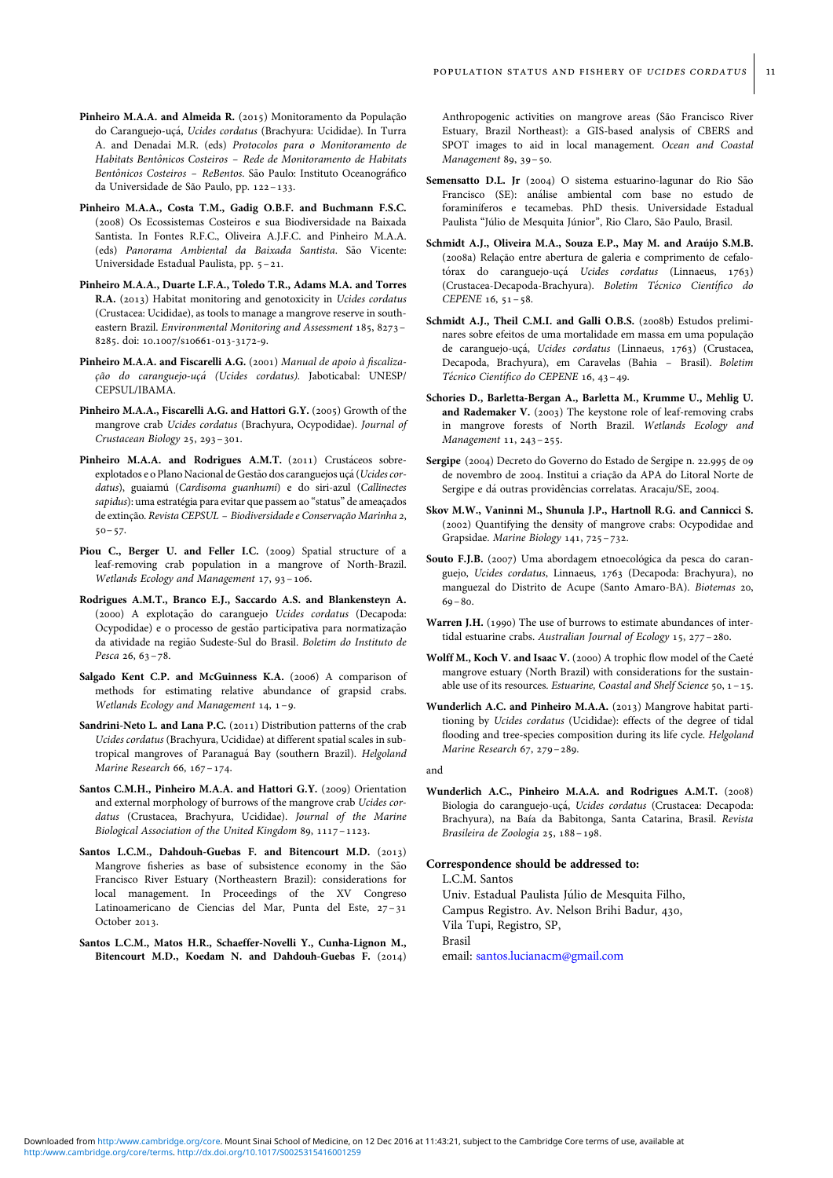**Pinheiro M.A.A. and Almeida R.** (2015) Monitoramento da População do Caranguejo-uçá, *Ucides cordatus* (Brachyura: Ucididae). In Turra A. and Denadai M.R. (eds) *Protocolos para o Monitoramento de Habitats Bentônicos Costeiros – Rede de Monitoramento de Habitats Bentônicos Costeiros – ReBentos*. São Paulo: Instituto Oceanográfico da Universidade de São Paulo, pp. 122–133.

**Pinheiro M.A.A., Costa T.M., Gadig O.B.F. and Buchmann F.S.C.** (2008) Os Ecossistemas Costeiros e sua Biodiversidade na Baixada Santista. In Fontes R.F.C., Oliveira A.J.F.C. and Pinheiro M.A.A. (eds) *Panorama Ambiental da Baixada Santista*. São Vicente: Universidade Estadual Paulista, pp. 5–21.

**Pinheiro M.A.A., Duarte L.F.A., Toledo T.R., Adams M.A. and Torres R.A.** (2013) Habitat monitoring and genotoxicity in *Ucides cordatus* (Crustacea: Ucididae), as tools to manage a mangrove reserve in southeastern Brazil. *Environmental Monitoring and Assessment* 185, 8273–8285. doi: 10.1007/s10661-013-3172-9.

**Pinheiro M.A.A. and Fiscarelli A.G.** (2001) *Manual de apoio à fiscalização do caranguejo-uçá (Ucides cordatus)*. Jaboticabal: UNESP/CEPSUL/IBAMA.

**Pinheiro M.A.A., Fiscarelli A.G. and Hattori G.Y.** (2005) Growth of the mangrove crab *Ucides cordatus* (Brachyura, Ocypodidae). *Journal of Crustacean Biology* 25, 293–301.

**Pinheiro M.A.A. and Rodrigues A.M.T.** (2011) Crustáceos sobre-explotados e o Plano Nacional de Gestão dos caranguejos uçá (*Ucides cordatus*), guaiamú (*Cardisoma guanhumi*) e do siri-azul (*Callinectes sapidus*): uma estratégia para evitar que passem ao "status" de ameaçados de extinção. *Revista CEPSUL – Biodiversidade e Conservação Marinha* 2, 50–57.

**Piou C., Berger U. and Feller I.C.** (2009) Spatial structure of a leaf-removing crab population in a mangrove of North-Brazil. *Wetlands Ecology and Management* 17, 93–106.

**Rodrigues A.M.T., Branco E.J., Saccardo A.S. and Blankensteyn A.** (2000) A explotação do caranguejo *Ucides cordatus* (Decapoda: Ocypodidae) e o processo de gestão participativa para normatização da atividade na região Sudeste-Sul do Brasil. *Boletim do Instituto de Pesca* 26, 63–78.

**Salgado Kent C.P. and McGuinness K.A.** (2006) A comparison of methods for estimating relative abundance of grapsid crabs. *Wetlands Ecology and Management* 14, 1–9.

**Sandrini-Neto L. and Lana P.C.** (2011) Distribution patterns of the crab *Ucides cordatus* (Brachyura, Ucididae) at different spatial scales in subtropical mangroves of Paranaguá Bay (southern Brazil). *Helgoland Marine Research* 66, 167–174.

**Santos C.M.H., Pinheiro M.A.A. and Hattori G.Y.** (2009) Orientation and external morphology of burrows of the mangrove crab *Ucides cordatus* (Crustacea, Brachyura, Ucididae). *Journal of the Marine Biological Association of the United Kingdom* 89, 1117–1123.

**Santos L.C.M., Dahdouh-Guebas F. and Bitencourt M.D.** (2013) Mangrove fisheries as base of subsistence economy in the São Francisco River Estuary (Northeastern Brazil): considerations for local management. In Proceedings of the XV Congreso Latinoamericano de Ciencias del Mar, Punta del Este, 27–31 October 2013.

**Santos L.C.M., Matos H.R., Schaeffer-Novelli Y., Cunha-Lignon M., Bitencourt M.D., Koedam N. and Dahdouh-Guebas F.** (2014) Anthropogenic activities on mangrove areas (São Francisco River Estuary, Brazil Northeast): a GIS-based analysis of CBERS and SPOT images to aid in local management. *Ocean and Coastal Management* 89, 39–50.

**Semensatto D.L. Jr** (2004) O sistema estuarino-lagunar do Rio São Francisco (SE): análise ambiental com base no estudo de foraminíferos e tecamebas. PhD thesis. Universidade Estadual Paulista "Júlio de Mesquita Júnior", Rio Claro, São Paulo, Brasil.

**Schmidt A.J., Oliveira M.A., Souza E.P., May M. and Araújo S.M.B.** (2008a) Relação entre abertura de galeria e comprimento de cefalotórax do caranguejo-uçá *Ucides cordatus* (Linnaeus, 1763) (Crustacea-Decapoda-Brachyura). *Boletim Técnico Científico do CEPENE* 16, 51–58.

**Schmidt A.J., Theil C.M.I. and Galli O.B.S.** (2008b) Estudos preliminares sobre efeitos de uma mortalidade em massa em uma população de caranguejo-uçá, *Ucides cordatus* (Linnaeus, 1763) (Crustacea, Decapoda, Brachyura), em Caravelas (Bahia – Brasil). *Boletim Técnico Científico do CEPENE* 16, 43–49.

**Schories D., Barletta-Bergan A., Barletta M., Krumme U., Mehlig U. and Rademaker V.** (2003) The keystone role of leaf-removing crabs in mangrove forests of North Brazil. *Wetlands Ecology and Management* 11, 243–255.

**Sergipe** (2004) Decreto do Governo do Estado de Sergipe n. 22.995 de 09 de novembro de 2004. Institui a criação da APA do Litoral Norte de Sergipe e dá outras providências correlatas. Aracaju/SE, 2004.

**Skov M.W., Vaninni M., Shunula J.P., Hartnoll R.G. and Cannicci S.** (2002) Quantifying the density of mangrove crabs: Ocypodidae and Grapsidae. *Marine Biology* 141, 725–732.

**Souto F.J.B.** (2007) Uma abordagem etnoecológica da pesca do caranguejo, *Ucides cordatus*, Linnaeus, 1763 (Decapoda: Brachyura), no manguezal do Distrito de Acupe (Santo Amaro-BA). *Biotemas* 20, 69–80.

**Warren J.H.** (1990) The use of burrows to estimate abundances of intertidal estuarine crabs. *Australian Journal of Ecology* 15, 277–280.

**Wolff M., Koch V. and Isaac V.** (2000) A trophic flow model of the Caeté mangrove estuary (North Brazil) with considerations for the sustainable use of its resources. *Estuarine, Coastal and Shelf Science* 50, 1–15.

**Wunderlich A.C. and Pinheiro M.A.A.** (2013) Mangrove habitat partitioning by *Ucides cordatus* (Ucididae): effects of the degree of tidal flooding and tree-species composition during its life cycle. *Helgoland Marine Research* 67, 279–289.

and

**Wunderlich A.C., Pinheiro M.A.A. and Rodrigues A.M.T.** (2008) Biologia do caranguejo-uçá, *Ucides cordatus* (Crustacea: Decapoda: Brachyura), na Baía da Babitonga, Santa Catarina, Brasil. *Revista Brasileira de Zoologia* 25, 188–198.

**Correspondence should be addressed to:**

L.C.M. Santos
Univ. Estadual Paulista Júlio de Mesquita Filho,
Campus Registro. Av. Nelson Brihi Badur, 430,
Vila Tupi, Registro, SP,
Brasil
email: santos.lucianacm@gmail.com